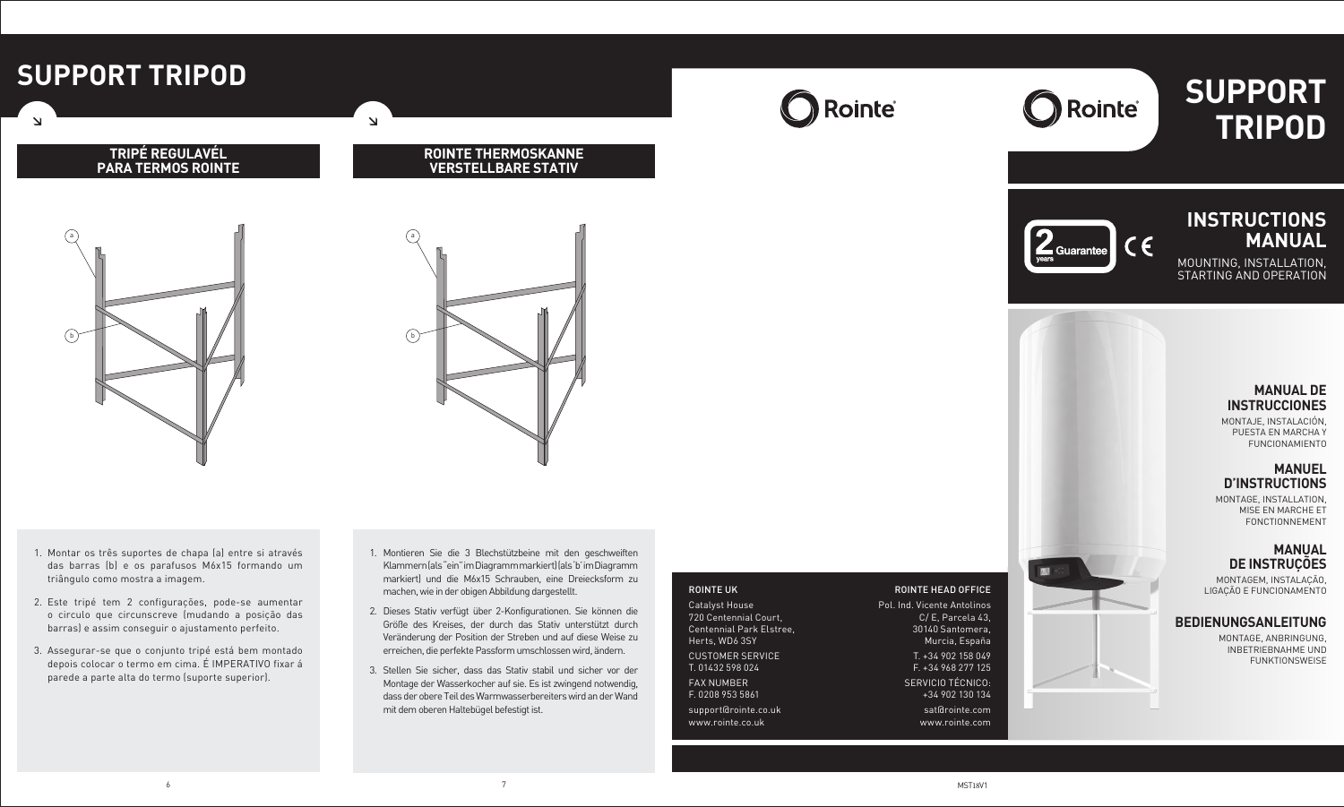# SUPPORT TRIPOD

## TRIPÉ REGULAVÉL PARA TERMOS ROINTE

a

b

1. Montar os três suportes de chapa (a) entre si através das barras (b) e os parafusos M6x15 formando um triângulo como mostra a imagem.
2. Este tripé tem 2 configurações, pode-se aumentar o circulo que circunscreve (mudando a posição das barras) e assim conseguir o ajustamento perfeito.
3. Assegurar-se que o conjunto tripé está bem montado depois colocar o termo em cima. É IMPERATIVO fixar á parede a parte alta do termo (suporte superior).

## ROINTE THERMOSKANNE VERSTELLBARE STATIV

a

b

1. Montieren Sie die 3 Blechstützbeine mit den geschweiften Klammern (als "ein" im Diagramm markiert) (als "b" im Diagramm markiert) und die M6x15 Schrauben, eine Dreiecksform zu machen, wie in der obigen Abbildung dargestellt.
2. Dieses Stativ verfügt über 2-Konfigurationen. Sie können die Größe des Kreises, der durch das Stativ unterstützt durch Veränderung der Position der Streben und auf diese Weise zu erreichen, die perfekte Passform umschlossen wird, ändern.
3. Stellen Sie sicher, dass das Stativ stabil und sicher vor der Montage der Wasserkocher auf sie. Es ist zwingend notwendig, dass der obere Teil des Warmwasserbereiters wird an der Wand mit dem oberen Haltebügel befestigt ist.

Rointe

**ROINTE UK**
Catalyst House
720 Centennial Court,
Centennial Park Elstree,
Herts, WD6 3SY

CUSTOMER SERVICE
T. 01432 598 024

FAX NUMBER
F. 0208 953 5861

support@rointe.co.uk
www.rointe.co.uk

**ROINTE HEAD OFFICE**
Pol. Ind. Vicente Antolinos
C/ E, Parcela 43,
30140 Santomera,
Murcia, España

T. +34 902 158 049
F. +34 968 277 125

SERVICIO TÉCNICO:
+34 902 130 134

sat@rointe.com
www.rointe.com

MST18V1

Rointe

# SUPPORT TRIPOD

2 years Guarantee CE

## INSTRUCTIONS MANUAL

MOUNTING, INSTALLATION, STARTING AND OPERATION

### MANUAL DE INSTRUCCIONES

MONTAJE, INSTALACIÓN, PUESTA EN MARCHA Y FUNCIONAMIENTO

### MANUEL D'INSTRUCTIONS

MONTAGE, INSTALLATION, MISE EN MARCHE ET FONCTIONNEMENT

### MANUAL DE INSTRUÇÕES

MONTAGEM, INSTALAÇÃO, LIGAÇÃO E FUNCIONAMENTO

### BEDIENUNGSANLEITUNG

MONTAGE, ANBRINGUNG, INBETRIEBNAHME UND FUNKTIONSWEISE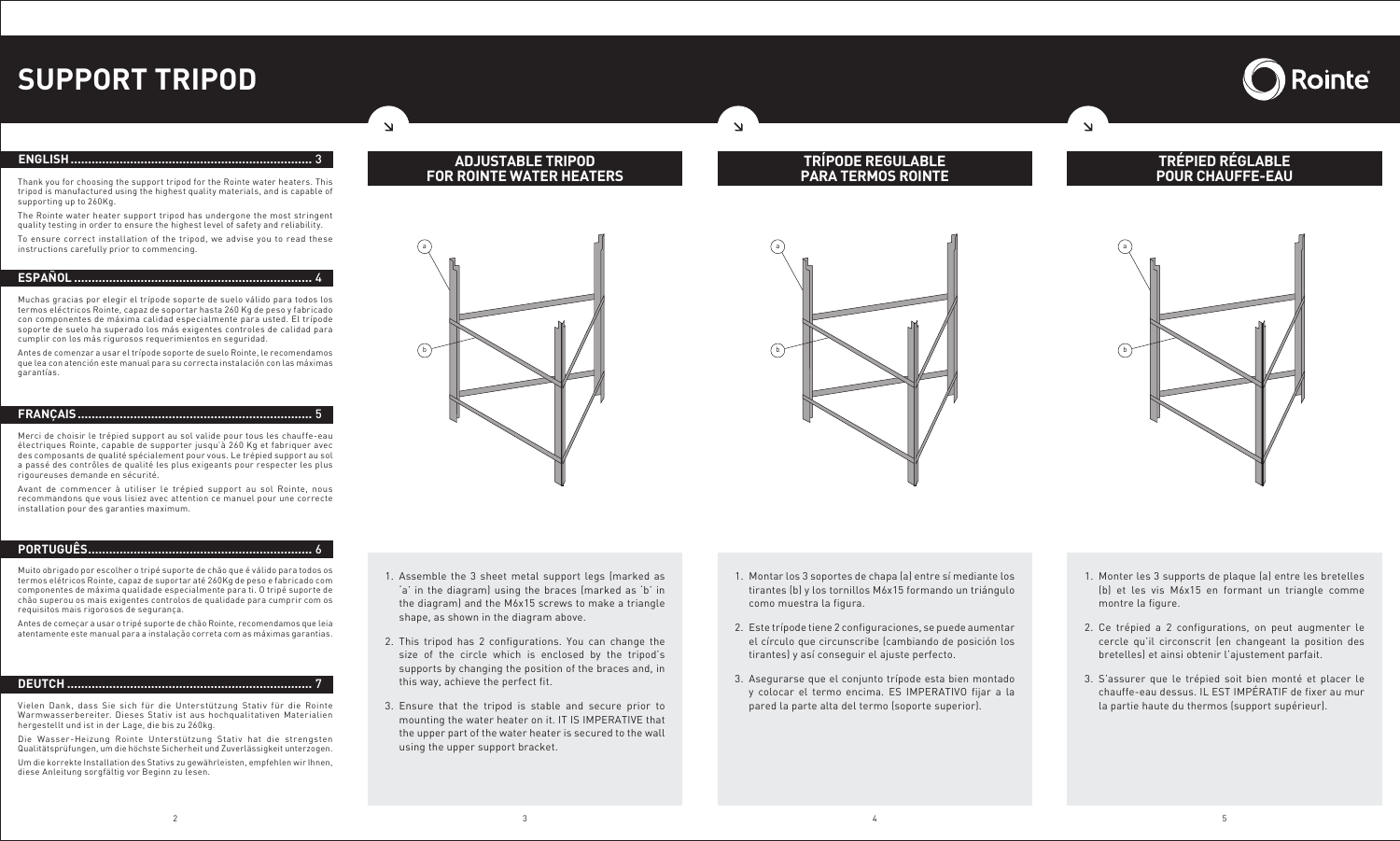# SUPPORT TRIPOD

## ENGLISH ..................................................................... 3

Thank you for choosing the support tripod for the Rointe water heaters. This tripod is manufactured using the highest quality materials, and is capable of supporting up to 260Kg.

The Rointe water heater support tripod has undergone the most stringent quality testing in order to ensure the highest level of safety and reliability.

To ensure correct installation of the tripod, we advise you to read these instructions carefully prior to commencing.

## ESPAÑOL .................................................................... 4

Muchas gracias por elegir el trípode soporte de suelo válido para todos los termos eléctricos Rointe, capaz de soportar hasta 260 Kg de peso y fabricado con componentes de máxima calidad especialmente para usted. El trípode soporte de suelo ha superado los más exigentes controles de calidad para cumplir con los más rigurosos requerimientos en seguridad.

Antes de comenzar a usar el trípode soporte de suelo Rointe, le recomendamos que lea con atención este manual para su correcta instalación con las máximas garantías.

## FRANÇAIS ................................................................... 5

Merci de choisir le trépied support au sol valide pour tous les chauffe-eau électriques Rointe, capable de supporter jusqu'à 260 Kg et fabriquer avec des composants de qualité spécialement pour vous. Le trépied support au sol a passé des contrôles de qualité les plus exigeants pour respecter les plus rigoureuses demande en sécurité.

Avant de commencer à utiliser le trépied support au sol Rointe, nous recommandons que vous lisiez avec attention ce manuel pour une correcte installation pour des garanties maximum.

## PORTUGUÊS ................................................................ 6

Muito obrigado por escolher o tripé suporte de chão que é válido para todos os termos elétricos Rointe, capaz de suportar até 260Kg de peso e fabricado com componentes de máxima qualidade especialmente para ti. O tripé suporte de chão superou os mais exigentes controlos de qualidade para cumprir com os requisitos mais rigorosos de segurança.

Antes de começar a usar o tripé suporte de chão Rointe, recomendamos que leia atentamente este manual para a instalação correta com as máximas garantias.

## DEUTCH ...................................................................... 7

Vielen Dank, dass Sie sich für die Unterstützung Stativ für die Rointe Warmwasserbereiter. Dieses Stativ ist aus hochqualitativen Materialien hergestellt und ist in der Lage, die bis zu 260kg.

Die Wasser-Heizung Rointe Unterstützung Stativ hat die strengsten Qualitätsprüfungen, um die höchste Sicherheit und Zuverlässigkeit unterzogen.

Um die korrekte Installation des Stativs zu gewährleisten, empfehlen wir Ihnen, diese Anleitung sorgfältig vor Beginn zu lesen.

## ADJUSTABLE TRIPOD FOR ROINTE WATER HEATERS

a

b

1. Assemble the 3 sheet metal support legs (marked as 'a' in the diagram) using the braces (marked as 'b' in the diagram) and the M6x15 screws to make a triangle shape, as shown in the diagram above.
2. This tripod has 2 configurations. You can change the size of the circle which is enclosed by the tripod's supports by changing the position of the braces and, in this way, achieve the perfect fit.
3. Ensure that the tripod is stable and secure prior to mounting the water heater on it. IT IS IMPERATIVE that the upper part of the water heater is secured to the wall using the upper support bracket.

## TRÍPODE REGULABLE PARA TERMOS ROINTE

a

b

1. Montar los 3 soportes de chapa (a) entre sí mediante los tirantes (b) y los tornillos M6x15 formando un triángulo como muestra la figura.
2. Este trípode tiene 2 configuraciones, se puede aumentar el círculo que circunscribe (cambiando de posición los tirantes) y así conseguir el ajuste perfecto.
3. Asegurarse que el conjunto trípode esta bien montado y colocar el termo encima. ES IMPERATIVO fijar a la pared la parte alta del termo (soporte superior).

## TRÉPIED RÉGLABLE POUR CHAUFFE-EAU

a

b

1. Monter les 3 supports de plaque (a) entre les bretelles (b) et les vis M6x15 en formant un triangle comme montre la figure.
2. Ce trépied a 2 configurations, on peut augmenter le cercle qu'il circonscrit (en changeant la position des bretelles) et ainsi obtenir l'ajustement parfait.
3. S'assurer que le trépied soit bien monté et placer le chauffe-eau dessus. IL EST IMPÉRATIF de fixer au mur la partie haute du thermos (support supérieur).